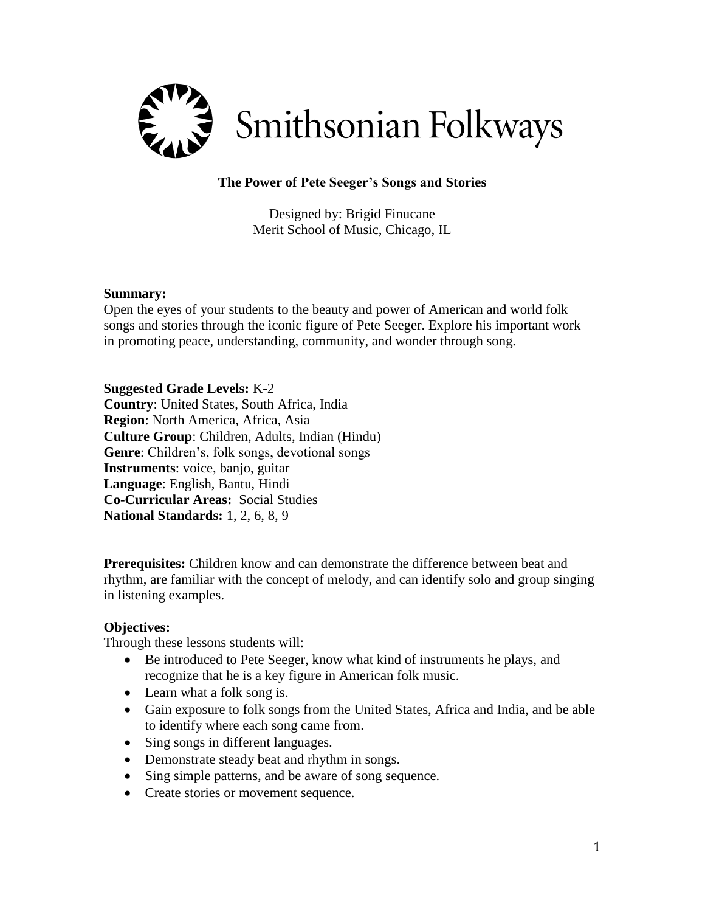Smithsonian Folkways

# The Power of Pete Seeger's Songs and Stories

Designed by: Brigid Finucane
Merit School of Music, Chicago, IL

**Summary:**
Open the eyes of your students to the beauty and power of American and world folk songs and stories through the iconic figure of Pete Seeger. Explore his important work in promoting peace, understanding, community, and wonder through song.

**Suggested Grade Levels:** K-2
**Country**: United States, South Africa, India
**Region**: North America, Africa, Asia
**Culture Group**: Children, Adults, Indian (Hindu)
**Genre**: Children's, folk songs, devotional songs
**Instruments**: voice, banjo, guitar
**Language**: English, Bantu, Hindi
**Co-Curricular Areas:** Social Studies
**National Standards:** 1, 2, 6, 8, 9

**Prerequisites:** Children know and can demonstrate the difference between beat and rhythm, are familiar with the concept of melody, and can identify solo and group singing in listening examples.

**Objectives:**
Through these lessons students will:

- Be introduced to Pete Seeger, know what kind of instruments he plays, and recognize that he is a key figure in American folk music.
- Learn what a folk song is.
- Gain exposure to folk songs from the United States, Africa and India, and be able to identify where each song came from.
- Sing songs in different languages.
- Demonstrate steady beat and rhythm in songs.
- Sing simple patterns, and be aware of song sequence.
- Create stories or movement sequence.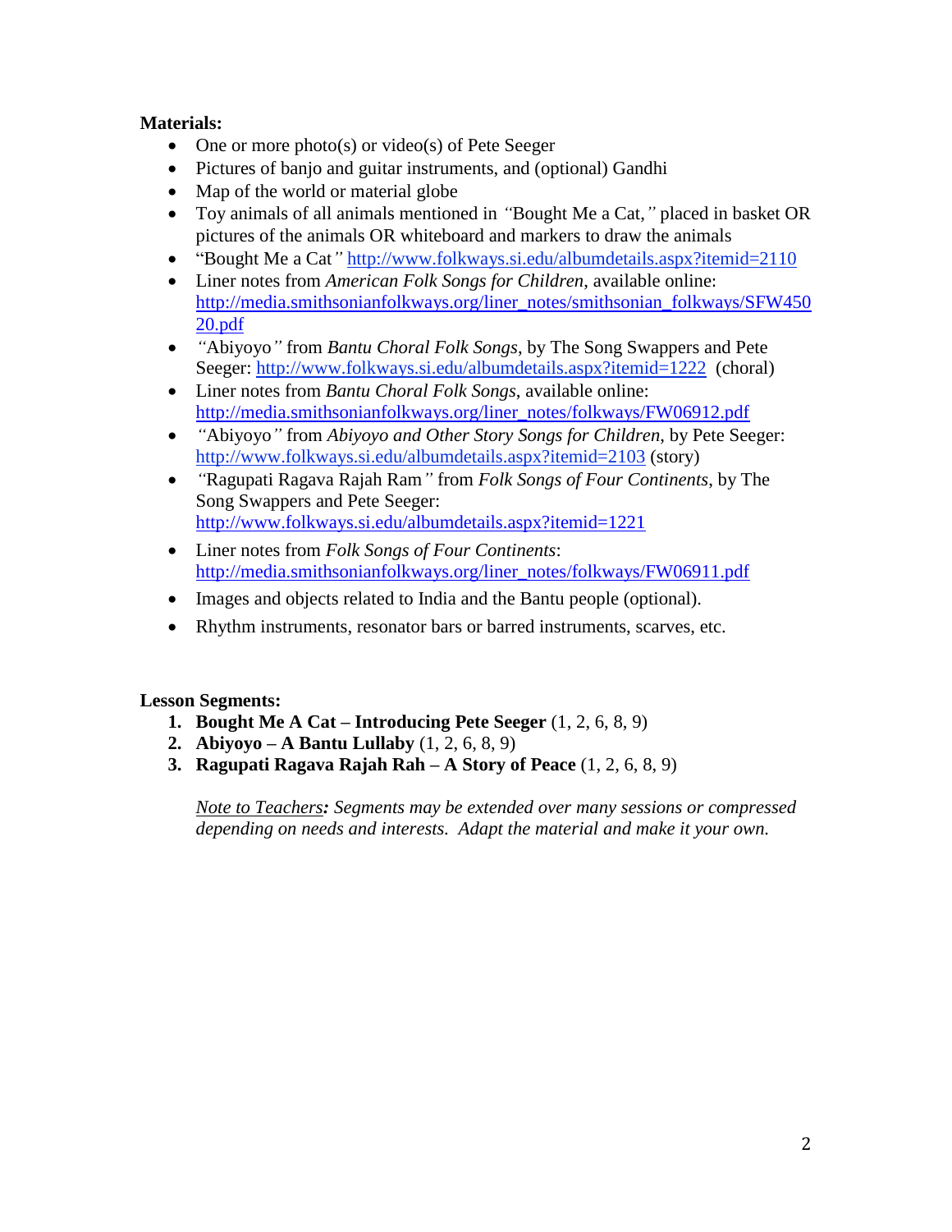**Materials:**

- One or more photo(s) or video(s) of Pete Seeger
- Pictures of banjo and guitar instruments, and (optional) Gandhi
- Map of the world or material globe
- Toy animals of all animals mentioned in *"*Bought Me a Cat,*"* placed in basket OR pictures of the animals OR whiteboard and markers to draw the animals
- "Bought Me a Cat*"* http://www.folkways.si.edu/albumdetails.aspx?itemid=2110
- Liner notes from *American Folk Songs for Children*, available online: http://media.smithsonianfolkways.org/liner_notes/smithsonian_folkways/SFW45020.pdf
- *"*Abiyoyo*"* from *Bantu Choral Folk Songs*, by The Song Swappers and Pete Seeger: http://www.folkways.si.edu/albumdetails.aspx?itemid=1222 (choral)
- Liner notes from *Bantu Choral Folk Songs*, available online: http://media.smithsonianfolkways.org/liner_notes/folkways/FW06912.pdf
- *"*Abiyoyo*"* from *Abiyoyo and Other Story Songs for Children*, by Pete Seeger: http://www.folkways.si.edu/albumdetails.aspx?itemid=2103 (story)
- *"*Ragupati Ragava Rajah Ram*"* from *Folk Songs of Four Continents*, by The Song Swappers and Pete Seeger: http://www.folkways.si.edu/albumdetails.aspx?itemid=1221
- Liner notes from *Folk Songs of Four Continents*: http://media.smithsonianfolkways.org/liner_notes/folkways/FW06911.pdf
- Images and objects related to India and the Bantu people (optional).
- Rhythm instruments, resonator bars or barred instruments, scarves, etc.

**Lesson Segments:**

1. **Bought Me A Cat – Introducing Pete Seeger** (1, 2, 6, 8, 9)
2. **Abiyoyo – A Bantu Lullaby** (1, 2, 6, 8, 9)
3. **Ragupati Ragava Rajah Rah – A Story of Peace** (1, 2, 6, 8, 9)

*Note to Teachers**:** Segments may be extended over many sessions or compressed depending on needs and interests. Adapt the material and make it your own.*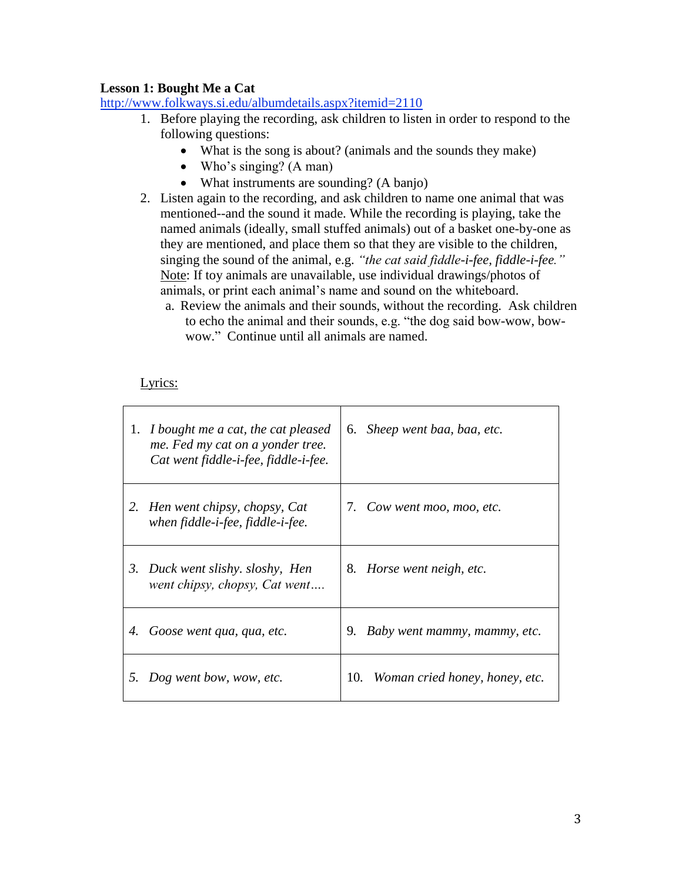**Lesson 1: Bought Me a Cat**

http://www.folkways.si.edu/albumdetails.aspx?itemid=2110

1. Before playing the recording, ask children to listen in order to respond to the following questions:
   - What is the song is about? (animals and the sounds they make)
   - Who's singing? (A man)
   - What instruments are sounding? (A banjo)
2. Listen again to the recording, and ask children to name one animal that was mentioned--and the sound it made. While the recording is playing, take the named animals (ideally, small stuffed animals) out of a basket one-by-one as they are mentioned, and place them so that they are visible to the children, singing the sound of the animal, e.g. *"the cat said fiddle-i-fee, fiddle-i-fee."* Note: If toy animals are unavailable, use individual drawings/photos of animals, or print each animal's name and sound on the whiteboard.
   a. Review the animals and their sounds, without the recording. Ask children to echo the animal and their sounds, e.g. "the dog said bow-wow, bow-wow." Continue until all animals are named.

Lyrics:

| | |
|---|---|
| 1. *I bought me a cat, the cat pleased me. Fed my cat on a yonder tree. Cat went fiddle-i-fee, fiddle-i-fee.* | 6. *Sheep went baa, baa, etc.* |
| 2. *Hen went chipsy, chopsy, Cat when fiddle-i-fee, fiddle-i-fee.* | 7. *Cow went moo, moo, etc.* |
| 3. *Duck went slishy. sloshy, Hen went chipsy, chopsy, Cat went….* | 8. *Horse went neigh, etc.* |
| 4. *Goose went qua, qua, etc.* | 9. *Baby went mammy, mammy, etc.* |
| 5. *Dog went bow, wow, etc.* | 10. *Woman cried honey, honey, etc.* |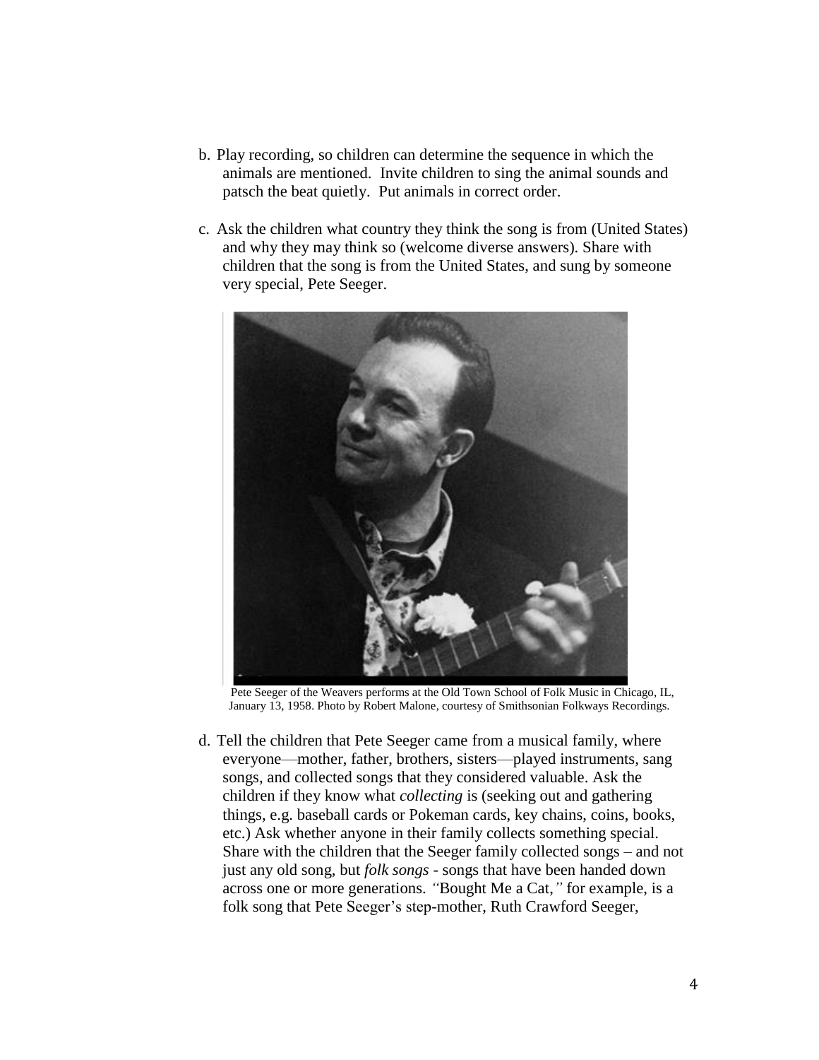b. Play recording, so children can determine the sequence in which the animals are mentioned. Invite children to sing the animal sounds and patsch the beat quietly. Put animals in correct order.

c. Ask the children what country they think the song is from (United States) and why they may think so (welcome diverse answers). Share with children that the song is from the United States, and sung by someone very special, Pete Seeger.

Pete Seeger of the Weavers performs at the Old Town School of Folk Music in Chicago, IL, January 13, 1958. Photo by Robert Malone, courtesy of Smithsonian Folkways Recordings.

d. Tell the children that Pete Seeger came from a musical family, where everyone—mother, father, brothers, sisters—played instruments, sang songs, and collected songs that they considered valuable. Ask the children if they know what *collecting* is (seeking out and gathering things, e.g. baseball cards or Pokeman cards, key chains, coins, books, etc.) Ask whether anyone in their family collects something special. Share with the children that the Seeger family collected songs – and not just any old song, but *folk songs* - songs that have been handed down across one or more generations. "Bought Me a Cat," for example, is a folk song that Pete Seeger's step-mother, Ruth Crawford Seeger,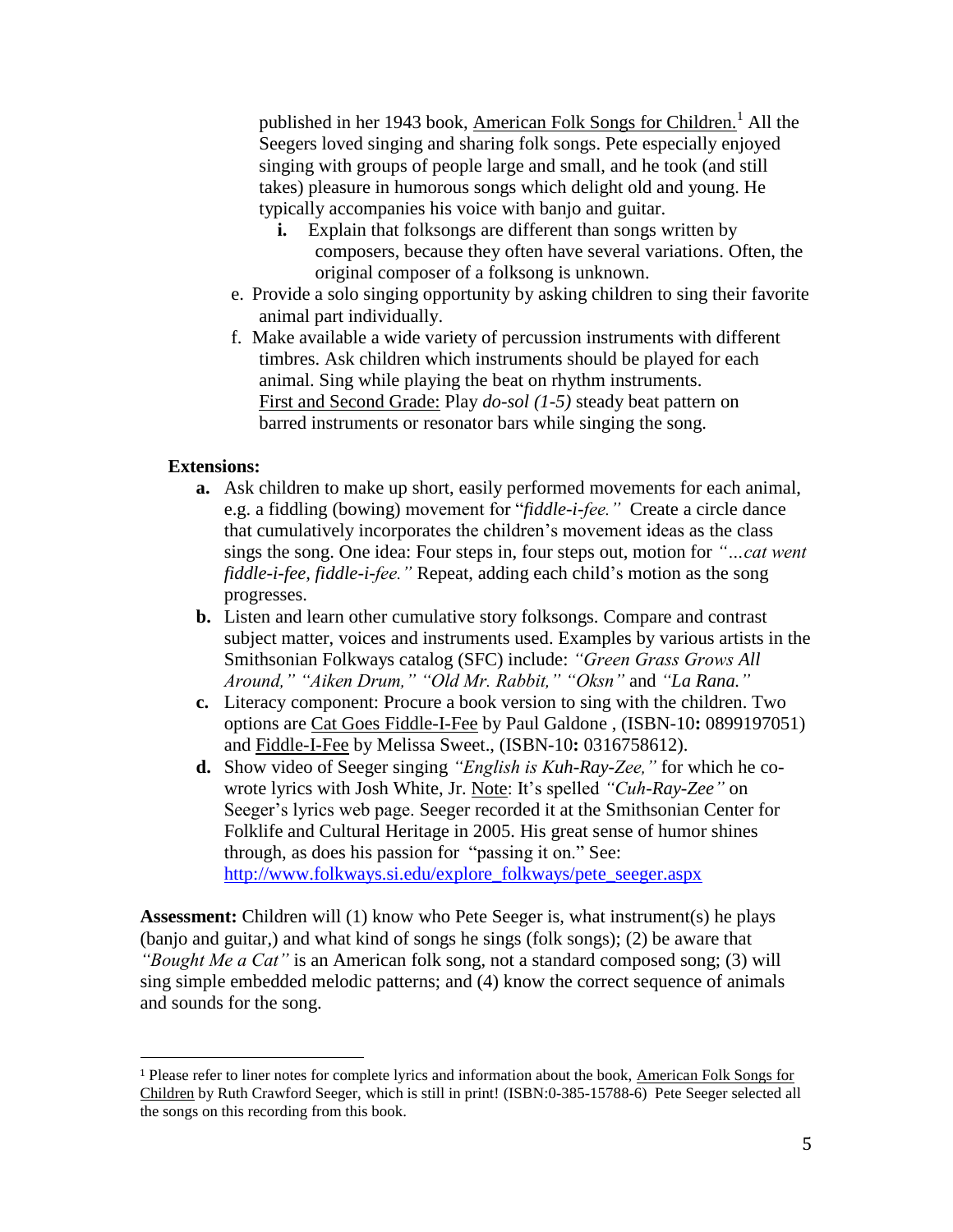published in her 1943 book, American Folk Songs for Children.[1] All the Seegers loved singing and sharing folk songs. Pete especially enjoyed singing with groups of people large and small, and he took (and still takes) pleasure in humorous songs which delight old and young. He typically accompanies his voice with banjo and guitar.

   - **i.** Explain that folksongs are different than songs written by composers, because they often have several variations. Often, the original composer of a folksong is unknown.

- e. Provide a solo singing opportunity by asking children to sing their favorite animal part individually.
- f. Make available a wide variety of percussion instruments with different timbres. Ask children which instruments should be played for each animal. Sing while playing the beat on rhythm instruments. First and Second Grade: Play *do-sol (1-5)* steady beat pattern on barred instruments or resonator bars while singing the song.

**Extensions:**

- **a.** Ask children to make up short, easily performed movements for each animal, e.g. a fiddling (bowing) movement for "*fiddle-i-fee."* Create a circle dance that cumulatively incorporates the children's movement ideas as the class sings the song. One idea: Four steps in, four steps out, motion for *"…cat went fiddle-i-fee, fiddle-i-fee."* Repeat, adding each child's motion as the song progresses.
- **b.** Listen and learn other cumulative story folksongs. Compare and contrast subject matter, voices and instruments used. Examples by various artists in the Smithsonian Folkways catalog (SFC) include: *"Green Grass Grows All Around," "Aiken Drum," "Old Mr. Rabbit," "Oksn"* and *"La Rana."*
- **c.** Literacy component: Procure a book version to sing with the children. Two options are Cat Goes Fiddle-I-Fee by Paul Galdone , (ISBN-10**:** 0899197051) and Fiddle-I-Fee by Melissa Sweet., (ISBN-10**:** 0316758612).
- **d.** Show video of Seeger singing *"English is Kuh-Ray-Zee,"* for which he co-wrote lyrics with Josh White, Jr. Note: It's spelled *"Cuh-Ray-Zee"* on Seeger's lyrics web page. Seeger recorded it at the Smithsonian Center for Folklife and Cultural Heritage in 2005. His great sense of humor shines through, as does his passion for "passing it on." See: http://www.folkways.si.edu/explore_folkways/pete_seeger.aspx

**Assessment:** Children will (1) know who Pete Seeger is, what instrument(s) he plays (banjo and guitar,) and what kind of songs he sings (folk songs); (2) be aware that *"Bought Me a Cat"* is an American folk song, not a standard composed song; (3) will sing simple embedded melodic patterns; and (4) know the correct sequence of animals and sounds for the song.

---

[1] Please refer to liner notes for complete lyrics and information about the book, American Folk Songs for Children by Ruth Crawford Seeger, which is still in print! (ISBN:0-385-15788-6) Pete Seeger selected all the songs on this recording from this book.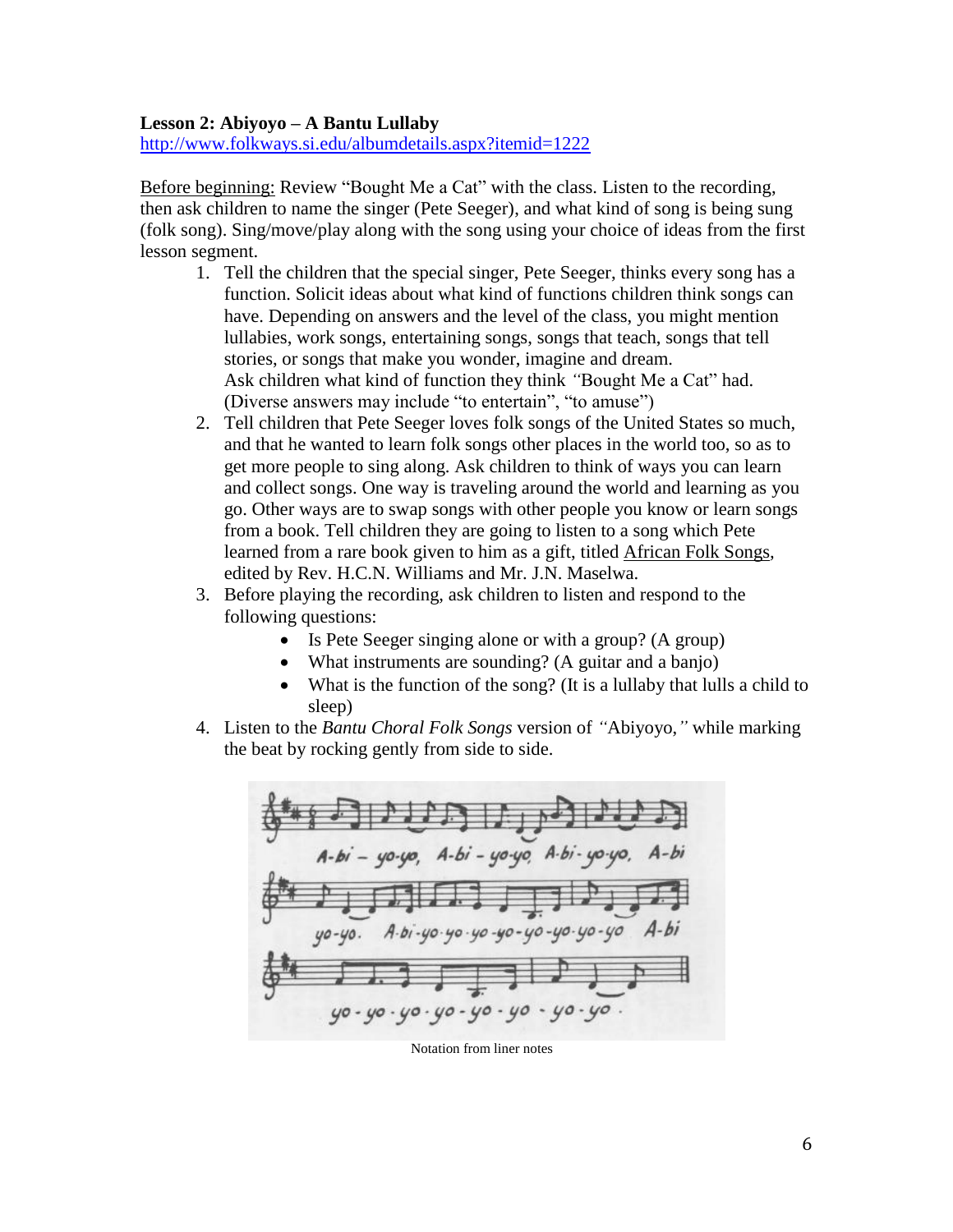**Lesson 2: Abiyoyo – A Bantu Lullaby**
http://www.folkways.si.edu/albumdetails.aspx?itemid=1222

Before beginning: Review "Bought Me a Cat" with the class. Listen to the recording, then ask children to name the singer (Pete Seeger), and what kind of song is being sung (folk song). Sing/move/play along with the song using your choice of ideas from the first lesson segment.

1. Tell the children that the special singer, Pete Seeger, thinks every song has a function. Solicit ideas about what kind of functions children think songs can have. Depending on answers and the level of the class, you might mention lullabies, work songs, entertaining songs, songs that teach, songs that tell stories, or songs that make you wonder, imagine and dream.
   Ask children what kind of function they think "Bought Me a Cat" had. (Diverse answers may include "to entertain", "to amuse")
2. Tell children that Pete Seeger loves folk songs of the United States so much, and that he wanted to learn folk songs other places in the world too, so as to get more people to sing along. Ask children to think of ways you can learn and collect songs. One way is traveling around the world and learning as you go. Other ways are to swap songs with other people you know or learn songs from a book. Tell children they are going to listen to a song which Pete learned from a rare book given to him as a gift, titled African Folk Songs, edited by Rev. H.C.N. Williams and Mr. J.N. Maselwa.
3. Before playing the recording, ask children to listen and respond to the following questions:
   - Is Pete Seeger singing alone or with a group? (A group)
   - What instruments are sounding? (A guitar and a banjo)
   - What is the function of the song? (It is a lullaby that lulls a child to sleep)
4. Listen to the *Bantu Choral Folk Songs* version of "Abiyoyo," while marking the beat by rocking gently from side to side.

Notation from liner notes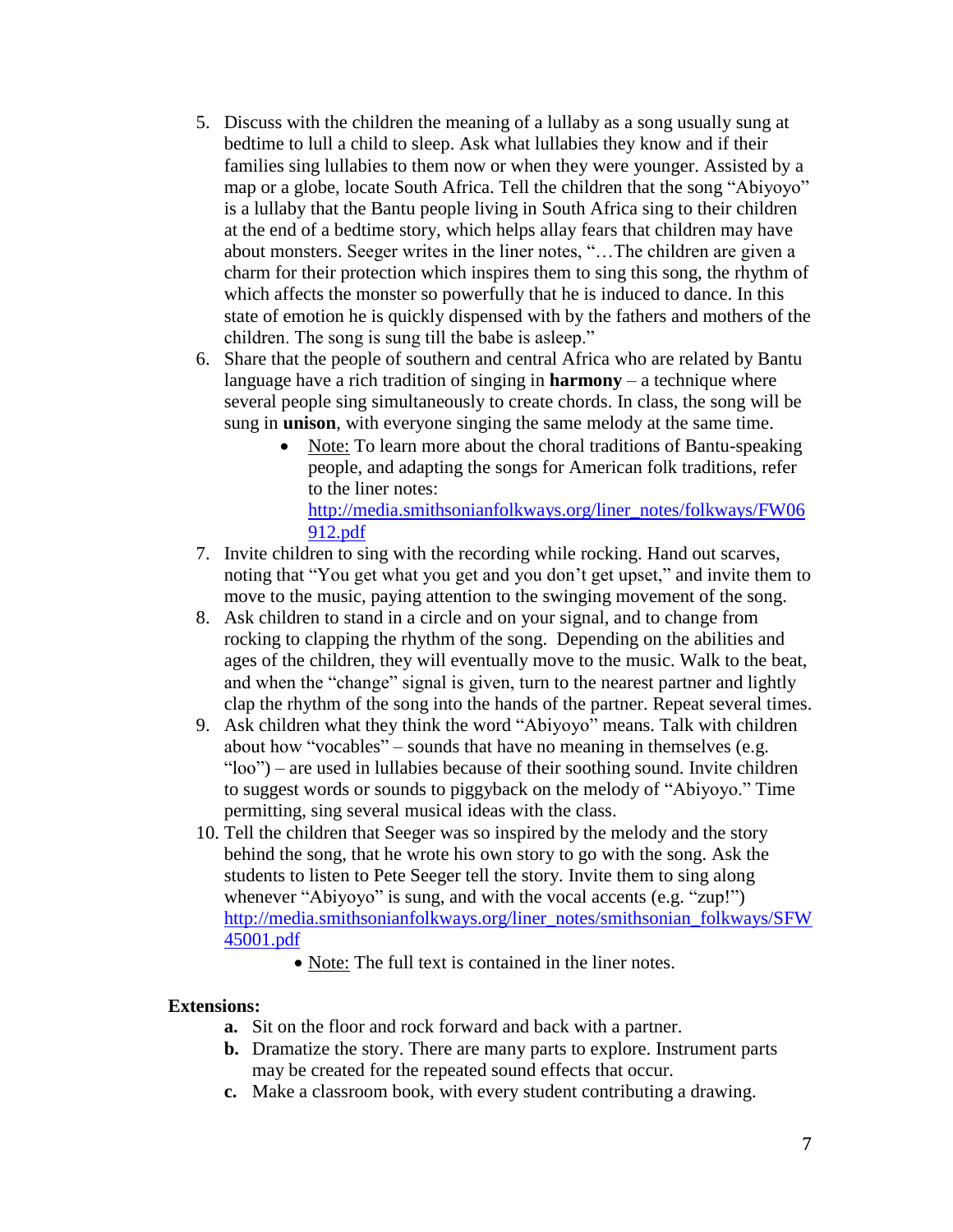5. Discuss with the children the meaning of a lullaby as a song usually sung at bedtime to lull a child to sleep. Ask what lullabies they know and if their families sing lullabies to them now or when they were younger. Assisted by a map or a globe, locate South Africa. Tell the children that the song "Abiyoyo" is a lullaby that the Bantu people living in South Africa sing to their children at the end of a bedtime story, which helps allay fears that children may have about monsters. Seeger writes in the liner notes, "…The children are given a charm for their protection which inspires them to sing this song, the rhythm of which affects the monster so powerfully that he is induced to dance. In this state of emotion he is quickly dispensed with by the fathers and mothers of the children. The song is sung till the babe is asleep."
6. Share that the people of southern and central Africa who are related by Bantu language have a rich tradition of singing in **harmony** – a technique where several people sing simultaneously to create chords. In class, the song will be sung in **unison**, with everyone singing the same melody at the same time.
   - Note: To learn more about the choral traditions of Bantu-speaking people, and adapting the songs for American folk traditions, refer to the liner notes: [http://media.smithsonianfolkways.org/liner_notes/folkways/FW06912.pdf](http://media.smithsonianfolkways.org/liner_notes/folkways/FW06912.pdf)
7. Invite children to sing with the recording while rocking. Hand out scarves, noting that "You get what you get and you don't get upset," and invite them to move to the music, paying attention to the swinging movement of the song.
8. Ask children to stand in a circle and on your signal, and to change from rocking to clapping the rhythm of the song. Depending on the abilities and ages of the children, they will eventually move to the music. Walk to the beat, and when the "change" signal is given, turn to the nearest partner and lightly clap the rhythm of the song into the hands of the partner. Repeat several times.
9. Ask children what they think the word "Abiyoyo" means. Talk with children about how "vocables" – sounds that have no meaning in themselves (e.g. "loo") – are used in lullabies because of their soothing sound. Invite children to suggest words or sounds to piggyback on the melody of "Abiyoyo." Time permitting, sing several musical ideas with the class.
10. Tell the children that Seeger was so inspired by the melody and the story behind the song, that he wrote his own story to go with the song. Ask the students to listen to Pete Seeger tell the story. Invite them to sing along whenever "Abiyoyo" is sung, and with the vocal accents (e.g. "zup!") [http://media.smithsonianfolkways.org/liner_notes/smithsonian_folkways/SFW45001.pdf](http://media.smithsonianfolkways.org/liner_notes/smithsonian_folkways/SFW45001.pdf)
    - Note: The full text is contained in the liner notes.

**Extensions:**

- **a.** Sit on the floor and rock forward and back with a partner.
- **b.** Dramatize the story. There are many parts to explore. Instrument parts may be created for the repeated sound effects that occur.
- **c.** Make a classroom book, with every student contributing a drawing.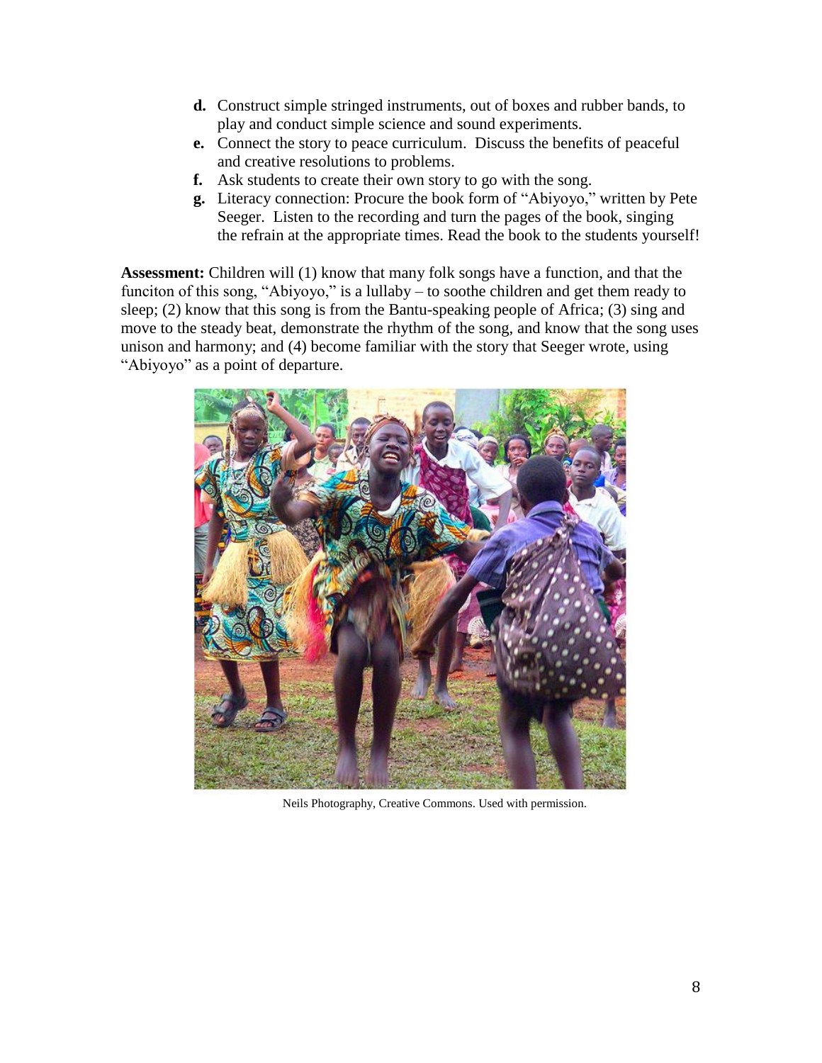- **d.** Construct simple stringed instruments, out of boxes and rubber bands, to play and conduct simple science and sound experiments.
- **e.** Connect the story to peace curriculum. Discuss the benefits of peaceful and creative resolutions to problems.
- **f.** Ask students to create their own story to go with the song.
- **g.** Literacy connection: Procure the book form of "Abiyoyo," written by Pete Seeger. Listen to the recording and turn the pages of the book, singing the refrain at the appropriate times. Read the book to the students yourself!

**Assessment:** Children will (1) know that many folk songs have a function, and that the funciton of this song, "Abiyoyo," is a lullaby – to soothe children and get them ready to sleep; (2) know that this song is from the Bantu-speaking people of Africa; (3) sing and move to the steady beat, demonstrate the rhythm of the song, and know that the song uses unison and harmony; and (4) become familiar with the story that Seeger wrote, using "Abiyoyo" as a point of departure.

Neils Photography, Creative Commons. Used with permission.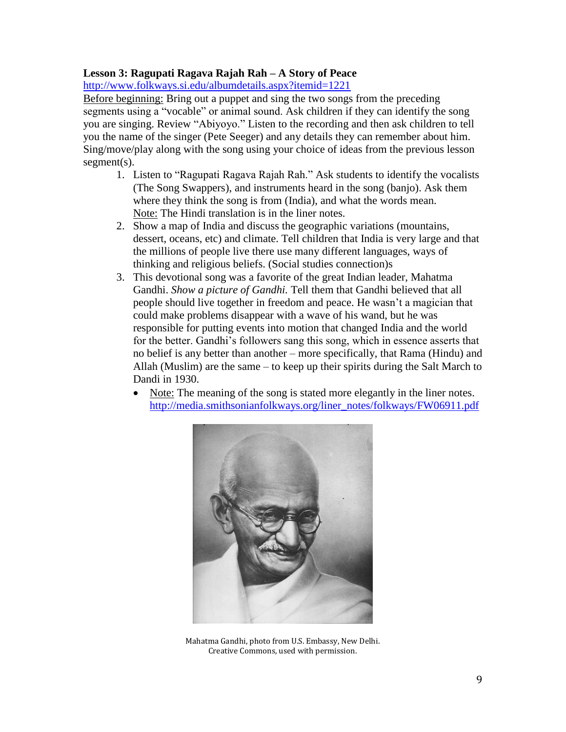**Lesson 3: Ragupati Ragava Rajah Rah – A Story of Peace**

http://www.folkways.si.edu/albumdetails.aspx?itemid=1221

Before beginning: Bring out a puppet and sing the two songs from the preceding segments using a "vocable" or animal sound. Ask children if they can identify the song you are singing. Review "Abiyoyo." Listen to the recording and then ask children to tell you the name of the singer (Pete Seeger) and any details they can remember about him. Sing/move/play along with the song using your choice of ideas from the previous lesson segment(s).

1. Listen to "Ragupati Ragava Rajah Rah." Ask students to identify the vocalists (The Song Swappers), and instruments heard in the song (banjo). Ask them where they think the song is from (India), and what the words mean. Note: The Hindi translation is in the liner notes.
2. Show a map of India and discuss the geographic variations (mountains, dessert, oceans, etc) and climate. Tell children that India is very large and that the millions of people live there use many different languages, ways of thinking and religious beliefs. (Social studies connection)s
3. This devotional song was a favorite of the great Indian leader, Mahatma Gandhi. *Show a picture of Gandhi.* Tell them that Gandhi believed that all people should live together in freedom and peace. He wasn't a magician that could make problems disappear with a wave of his wand, but he was responsible for putting events into motion that changed India and the world for the better. Gandhi's followers sang this song, which in essence asserts that no belief is any better than another – more specifically, that Rama (Hindu) and Allah (Muslim) are the same – to keep up their spirits during the Salt March to Dandi in 1930.
   - Note: The meaning of the song is stated more elegantly in the liner notes. http://media.smithsonianfolkways.org/liner_notes/folkways/FW06911.pdf

Mahatma Gandhi, photo from U.S. Embassy, New Delhi.
Creative Commons, used with permission.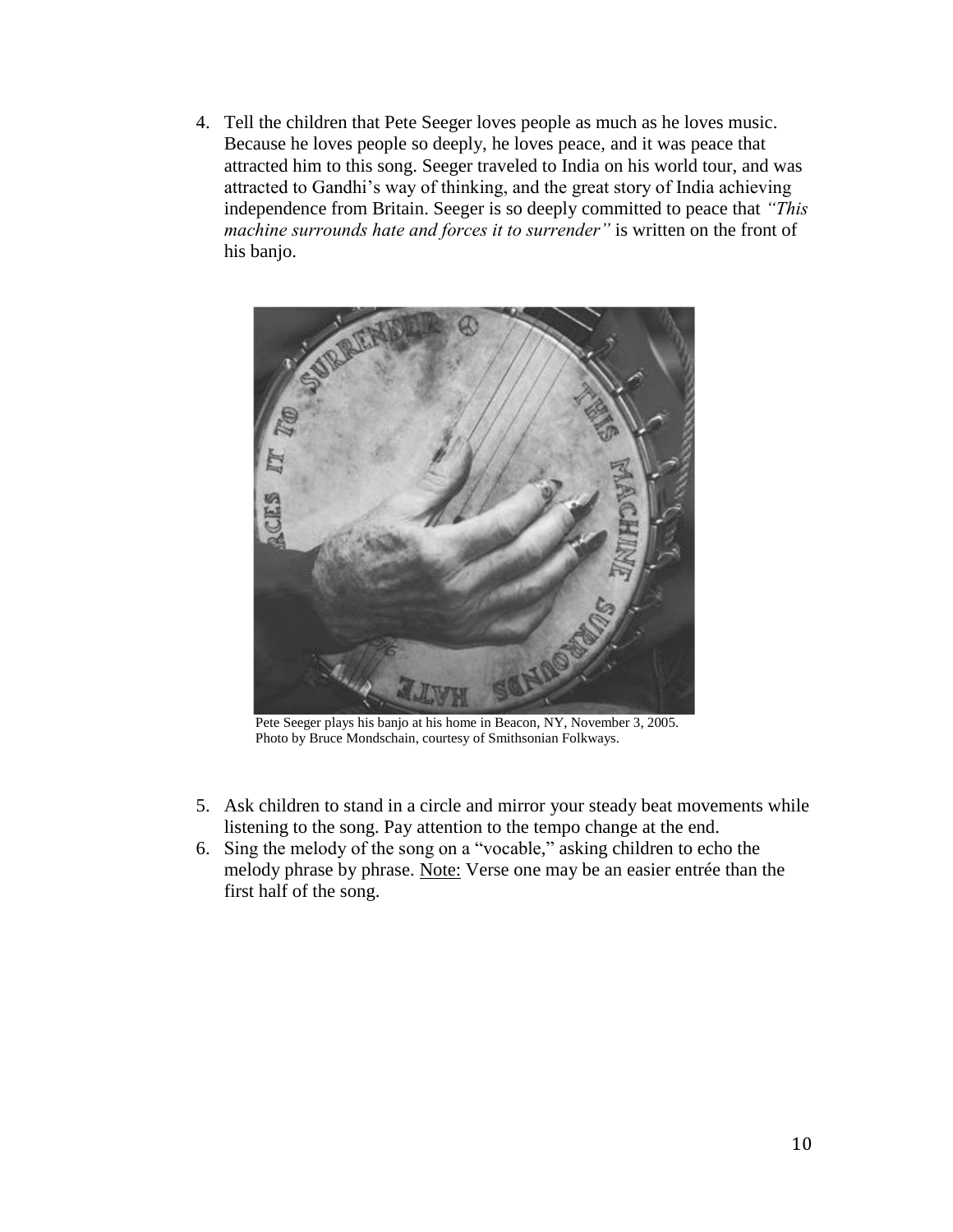4. Tell the children that Pete Seeger loves people as much as he loves music. Because he loves people so deeply, he loves peace, and it was peace that attracted him to this song. Seeger traveled to India on his world tour, and was attracted to Gandhi's way of thinking, and the great story of India achieving independence from Britain. Seeger is so deeply committed to peace that *"This machine surrounds hate and forces it to surrender"* is written on the front of his banjo.

Pete Seeger plays his banjo at his home in Beacon, NY, November 3, 2005. Photo by Bruce Mondschain, courtesy of Smithsonian Folkways.

5. Ask children to stand in a circle and mirror your steady beat movements while listening to the song. Pay attention to the tempo change at the end.
6. Sing the melody of the song on a "vocable," asking children to echo the melody phrase by phrase. <u>Note:</u> Verse one may be an easier entrée than the first half of the song.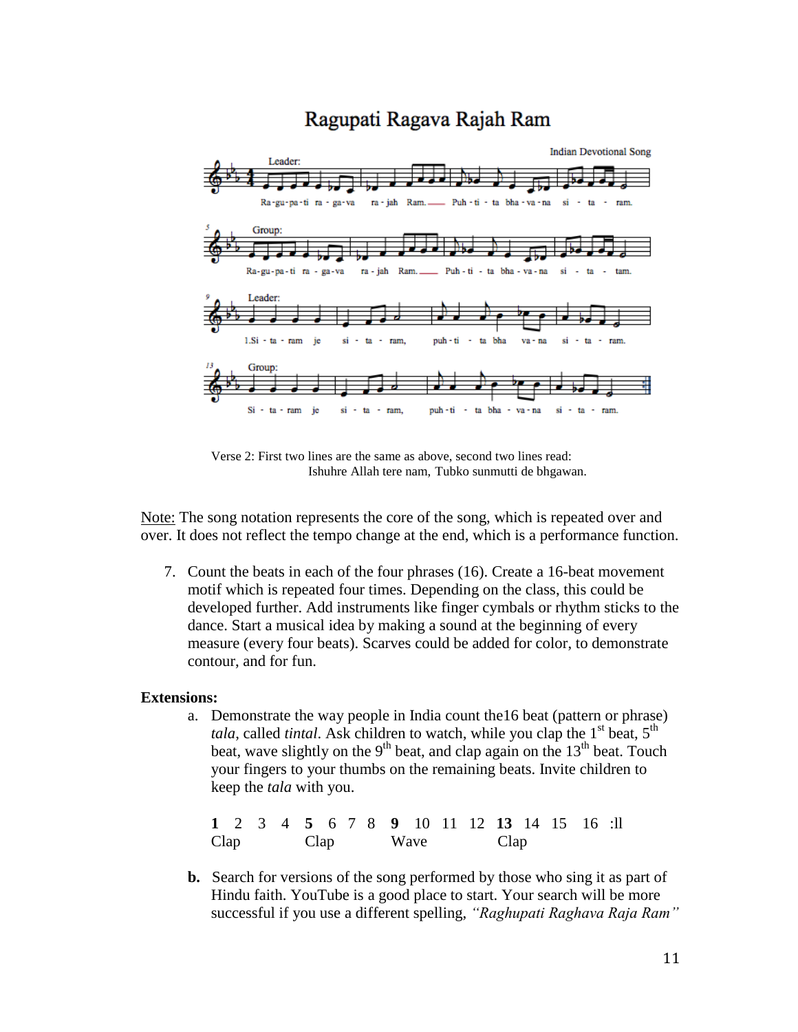# Ragupati Ragava Rajah Ram

Indian Devotional Song

Leader:
Ra-gu-pa-ti ra - ga-va ra - jah Ram.___ Puh - ti - ta bha - va - na si - ta - ram.

Group:
Ra-gu-pa - ti ra - ga-va ra - jah Ram.___ Puh - ti - ta bha - va - na si - ta - tam.

Leader:
1.Si - ta - ram je si - ta - ram, puh - ti - ta bha va - na si - ta - ram.

Group:
Si - ta - ram je si - ta - ram, puh - ti - ta bha - va - na si - ta - ram.

Verse 2: First two lines are the same as above, second two lines read:
Ishuhre Allah tere nam, Tubko sunmutti de bhgawan.

Note: The song notation represents the core of the song, which is repeated over and over. It does not reflect the tempo change at the end, which is a performance function.

7. Count the beats in each of the four phrases (16). Create a 16-beat movement motif which is repeated four times. Depending on the class, this could be developed further. Add instruments like finger cymbals or rhythm sticks to the dance. Start a musical idea by making a sound at the beginning of every measure (every four beats). Scarves could be added for color, to demonstrate contour, and for fun.

**Extensions:**

a. Demonstrate the way people in India count the16 beat (pattern or phrase) *tala*, called *tintal*. Ask children to watch, while you clap the 1st beat, 5th beat, wave slightly on the 9th beat, and clap again on the 13th beat. Touch your fingers to your thumbs on the remaining beats. Invite children to keep the *tala* with you.

| **1** | 2 | 3 | 4 | **5** | 6 | 7 | 8 | **9** | 10 | 11 | 12 | **13** | 14 | 15 | 16 :ll |
|---|---|---|---|---|---|---|---|---|---|---|---|---|---|---|---|
| Clap | | | | Clap | | | | Wave | | | | Clap | | | |

**b.** Search for versions of the song performed by those who sing it as part of Hindu faith. YouTube is a good place to start. Your search will be more successful if you use a different spelling, *"Raghupati Raghava Raja Ram"*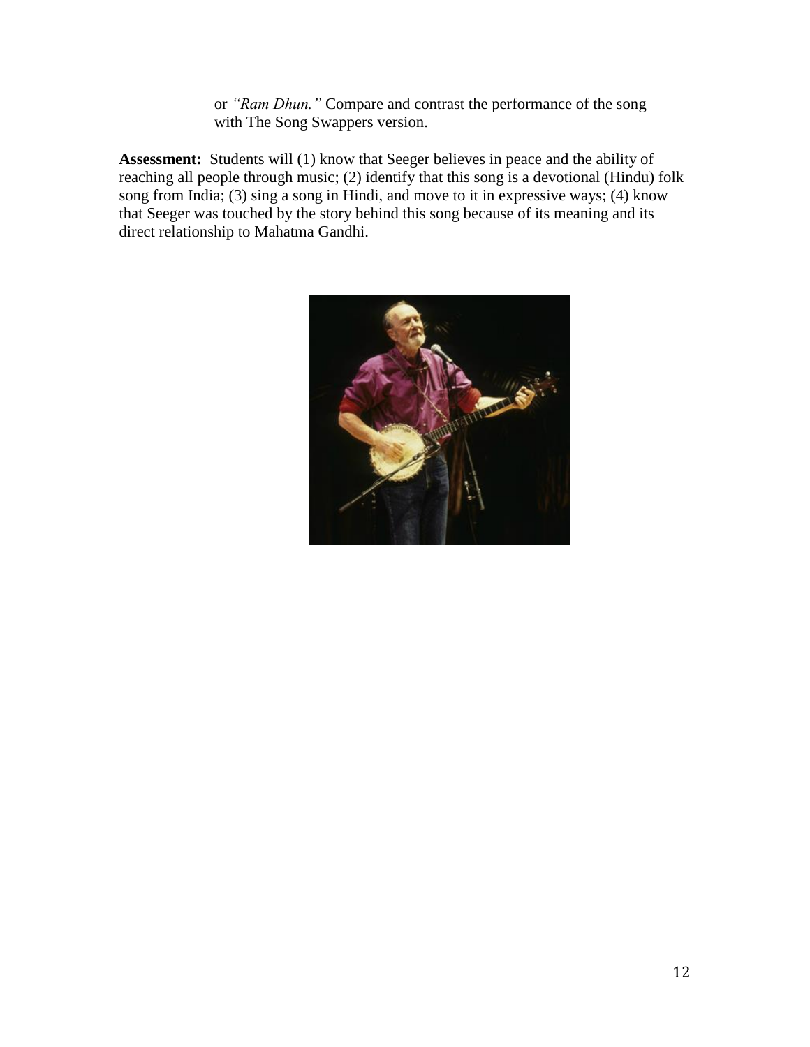or *"Ram Dhun."* Compare and contrast the performance of the song with The Song Swappers version.

**Assessment:** Students will (1) know that Seeger believes in peace and the ability of reaching all people through music; (2) identify that this song is a devotional (Hindu) folk song from India; (3) sing a song in Hindi, and move to it in expressive ways; (4) know that Seeger was touched by the story behind this song because of its meaning and its direct relationship to Mahatma Gandhi.